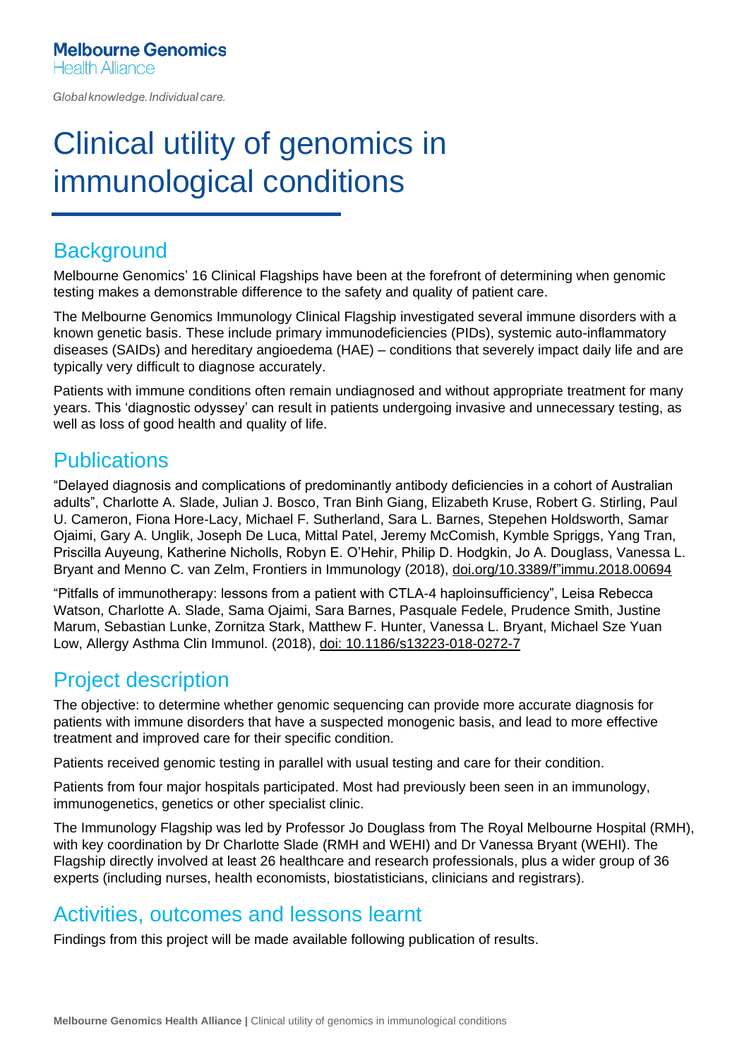Melbourne Genomics
Health Alliance

*Global knowledge. Individual care.*

# Clinical utility of genomics in immunological conditions

## Background

Melbourne Genomics' 16 Clinical Flagships have been at the forefront of determining when genomic testing makes a demonstrable difference to the safety and quality of patient care.

The Melbourne Genomics Immunology Clinical Flagship investigated several immune disorders with a known genetic basis. These include primary immunodeficiencies (PIDs), systemic auto-inflammatory diseases (SAIDs) and hereditary angioedema (HAE) – conditions that severely impact daily life and are typically very difficult to diagnose accurately.

Patients with immune conditions often remain undiagnosed and without appropriate treatment for many years. This 'diagnostic odyssey' can result in patients undergoing invasive and unnecessary testing, as well as loss of good health and quality of life.

## Publications

"Delayed diagnosis and complications of predominantly antibody deficiencies in a cohort of Australian adults", Charlotte A. Slade, Julian J. Bosco, Tran Binh Giang, Elizabeth Kruse, Robert G. Stirling, Paul U. Cameron, Fiona Hore-Lacy, Michael F. Sutherland, Sara L. Barnes, Stephen Holdsworth, Samar Ojaimi, Gary A. Unglik, Joseph De Luca, Mittal Patel, Jeremy McComish, Kymble Spriggs, Yang Tran, Priscilla Auyeung, Katherine Nicholls, Robyn E. O'Hehir, Philip D. Hodgkin, Jo A. Douglass, Vanessa L. Bryant and Menno C. van Zelm, Frontiers in Immunology (2018), doi.org/10.3389/f"immu.2018.00694

"Pitfalls of immunotherapy: lessons from a patient with CTLA-4 haploinsufficiency", Leisa Rebecca Watson, Charlotte A. Slade, Sama Ojaimi, Sara Barnes, Pasquale Fedele, Prudence Smith, Justine Marum, Sebastian Lunke, Zornitza Stark, Matthew F. Hunter, Vanessa L. Bryant, Michael Sze Yuan Low, Allergy Asthma Clin Immunol. (2018), doi: 10.1186/s13223-018-0272-7

## Project description

The objective: to determine whether genomic sequencing can provide more accurate diagnosis for patients with immune disorders that have a suspected monogenic basis, and lead to more effective treatment and improved care for their specific condition.

Patients received genomic testing in parallel with usual testing and care for their condition.

Patients from four major hospitals participated. Most had previously been seen in an immunology, immunogenetics, genetics or other specialist clinic.

The Immunology Flagship was led by Professor Jo Douglass from The Royal Melbourne Hospital (RMH), with key coordination by Dr Charlotte Slade (RMH and WEHI) and Dr Vanessa Bryant (WEHI). The Flagship directly involved at least 26 healthcare and research professionals, plus a wider group of 36 experts (including nurses, health economists, biostatisticians, clinicians and registrars).

## Activities, outcomes and lessons learnt

Findings from this project will be made available following publication of results.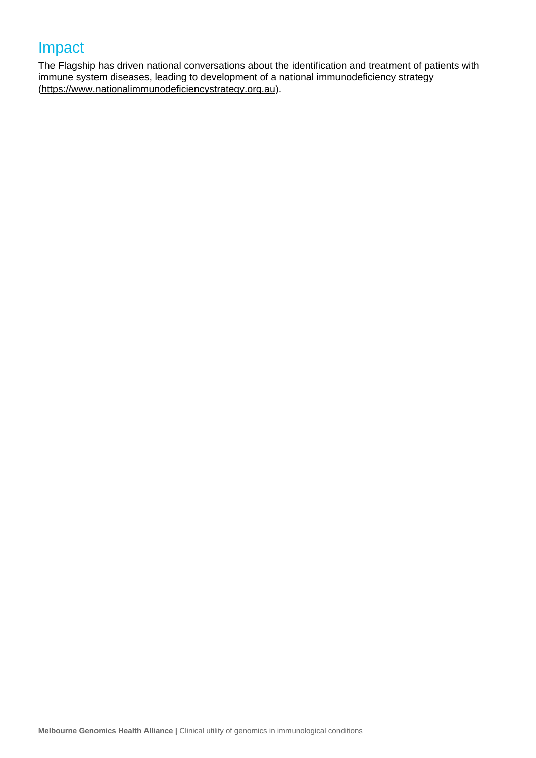## Impact

The Flagship has driven national conversations about the identification and treatment of patients with immune system diseases, leading to development of a national immunodeficiency strategy (https://www.nationalimmunodeficiencystrategy.org.au).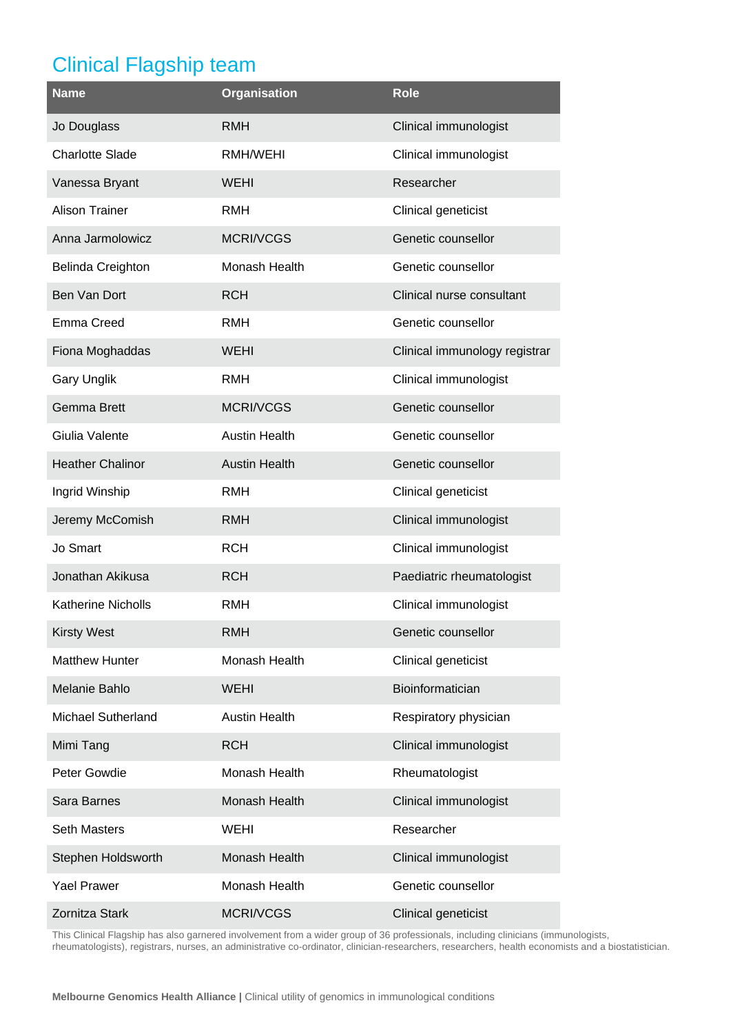## Clinical Flagship team

| Name | Organisation | Role |
|---|---|---|
| Jo Douglass | RMH | Clinical immunologist |
| Charlotte Slade | RMH/WEHI | Clinical immunologist |
| Vanessa Bryant | WEHI | Researcher |
| Alison Trainer | RMH | Clinical geneticist |
| Anna Jarmolowicz | MCRI/VCGS | Genetic counsellor |
| Belinda Creighton | Monash Health | Genetic counsellor |
| Ben Van Dort | RCH | Clinical nurse consultant |
| Emma Creed | RMH | Genetic counsellor |
| Fiona Moghaddas | WEHI | Clinical immunology registrar |
| Gary Unglik | RMH | Clinical immunologist |
| Gemma Brett | MCRI/VCGS | Genetic counsellor |
| Giulia Valente | Austin Health | Genetic counsellor |
| Heather Chalinor | Austin Health | Genetic counsellor |
| Ingrid Winship | RMH | Clinical geneticist |
| Jeremy McComish | RMH | Clinical immunologist |
| Jo Smart | RCH | Clinical immunologist |
| Jonathan Akikusa | RCH | Paediatric rheumatologist |
| Katherine Nicholls | RMH | Clinical immunologist |
| Kirsty West | RMH | Genetic counsellor |
| Matthew Hunter | Monash Health | Clinical geneticist |
| Melanie Bahlo | WEHI | Bioinformatician |
| Michael Sutherland | Austin Health | Respiratory physician |
| Mimi Tang | RCH | Clinical immunologist |
| Peter Gowdie | Monash Health | Rheumatologist |
| Sara Barnes | Monash Health | Clinical immunologist |
| Seth Masters | WEHI | Researcher |
| Stephen Holdsworth | Monash Health | Clinical immunologist |
| Yael Prawer | Monash Health | Genetic counsellor |
| Zornitza Stark | MCRI/VCGS | Clinical geneticist |

This Clinical Flagship has also garnered involvement from a wider group of 36 professionals, including clinicians (immunologists, rheumatologists), registrars, nurses, an administrative co-ordinator, clinician-researchers, researchers, health economists and a biostatistician.